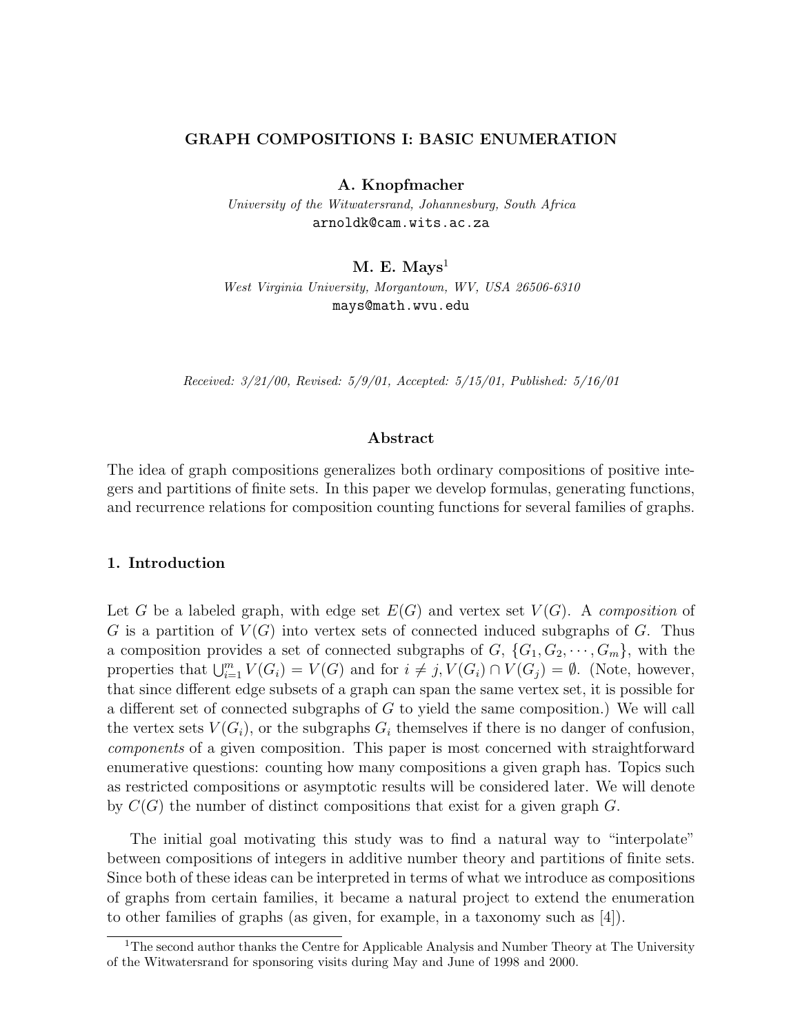# GRAPH COMPOSITIONS I: BASIC ENUMERATION

**A. Knopfmacher**

*University of the Witwatersrand, Johannesburg, South Africa*

arnoldk@cam.wits.ac.za

**M. E. Mays**[1]

*West Virginia University, Morgantown, WV, USA 26506-6310*

mays@math.wvu.edu

*Received: 3/21/00, Revised: 5/9/01, Accepted: 5/15/01, Published: 5/16/01*

## Abstract

The idea of graph compositions generalizes both ordinary compositions of positive integers and partitions of finite sets. In this paper we develop formulas, generating functions, and recurrence relations for composition counting functions for several families of graphs.

## 1. Introduction

Let $G$ be a labeled graph, with edge set $E(G)$ and vertex set $V(G)$. A *composition* of $G$ is a partition of $V(G)$ into vertex sets of connected induced subgraphs of $G$. Thus a composition provides a set of connected subgraphs of $G$, $\{G_1, G_2, \cdots, G_m\}$, with the properties that $\bigcup_{i=1}^{m} V(G_i) = V(G)$ and for $i \neq j, V(G_i) \cap V(G_j) = \emptyset$. (Note, however, that since different edge subsets of a graph can span the same vertex set, it is possible for a different set of connected subgraphs of $G$ to yield the same composition.) We will call the vertex sets $V(G_i)$, or the subgraphs $G_i$ themselves if there is no danger of confusion, *components* of a given composition. This paper is most concerned with straightforward enumerative questions: counting how many compositions a given graph has. Topics such as restricted compositions or asymptotic results will be considered later. We will denote by $C(G)$ the number of distinct compositions that exist for a given graph $G$.

The initial goal motivating this study was to find a natural way to "interpolate" between compositions of integers in additive number theory and partitions of finite sets. Since both of these ideas can be interpreted in terms of what we introduce as compositions of graphs from certain families, it became a natural project to extend the enumeration to other families of graphs (as given, for example, in a taxonomy such as [4]).

[1] The second author thanks the Centre for Applicable Analysis and Number Theory at The University of the Witwatersrand for sponsoring visits during May and June of 1998 and 2000.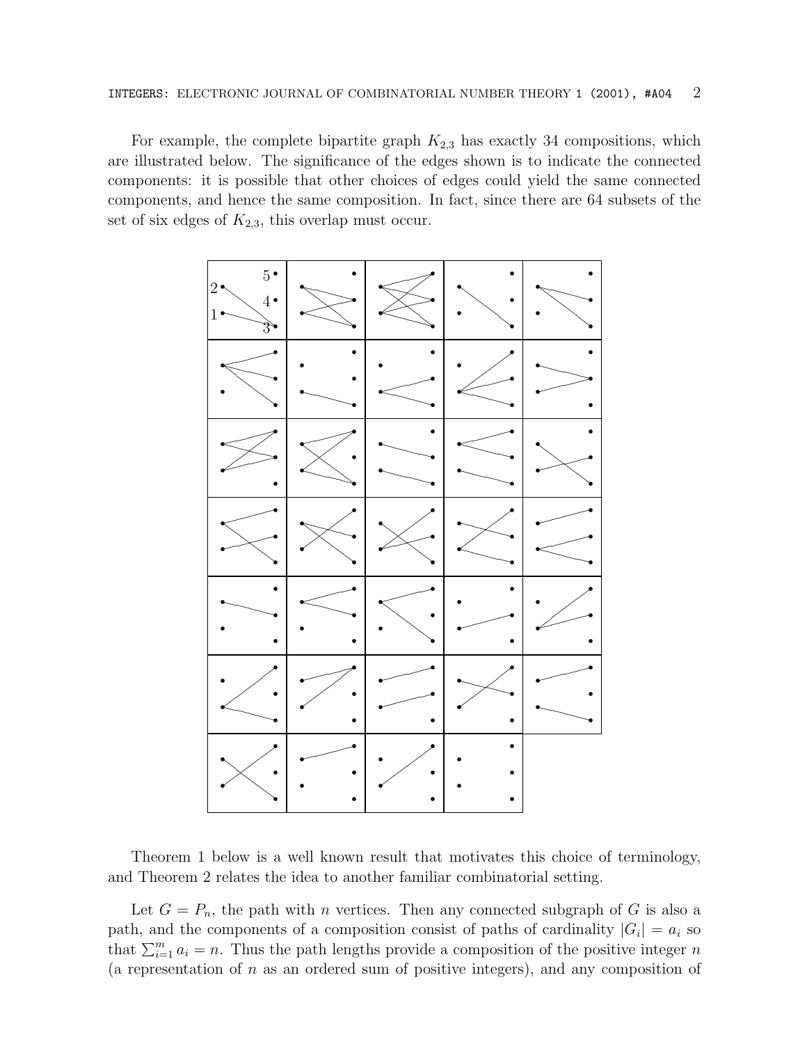For example, the complete bipartite graph $K_{2,3}$ has exactly 34 compositions, which are illustrated below. The significance of the edges shown is to indicate the connected components: it is possible that other choices of edges could yield the same connected components, and hence the same composition. In fact, since there are 64 subsets of the set of six edges of $K_{2,3}$, this overlap must occur.

Theorem 1 below is a well known result that motivates this choice of terminology, and Theorem 2 relates the idea to another familiar combinatorial setting.

Let $G = P_n$, the path with $n$ vertices. Then any connected subgraph of $G$ is also a path, and the components of a composition consist of paths of cardinality $|G_i| = a_i$ so that $\sum_{i=1}^{m} a_i = n$. Thus the path lengths provide a composition of the positive integer $n$ (a representation of $n$ as an ordered sum of positive integers), and any composition of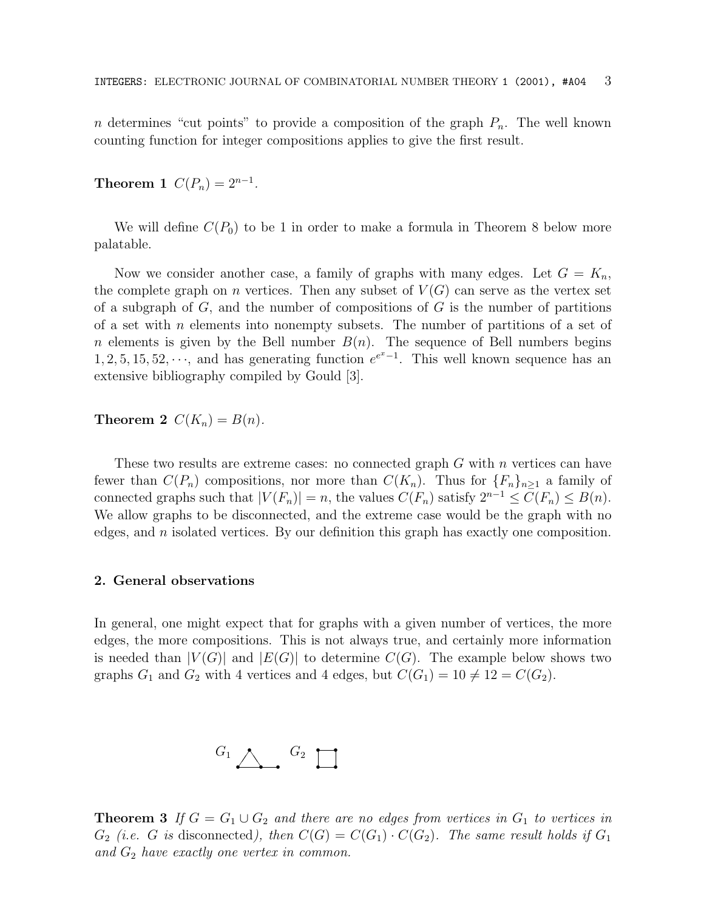$n$ determines "cut points" to provide a composition of the graph $P_n$. The well known counting function for integer compositions applies to give the first result.

**Theorem 1** $C(P_n) = 2^{n-1}$.

We will define $C(P_0)$ to be 1 in order to make a formula in Theorem 8 below more palatable.

Now we consider another case, a family of graphs with many edges. Let $G = K_n$, the complete graph on $n$ vertices. Then any subset of $V(G)$ can serve as the vertex set of a subgraph of $G$, and the number of compositions of $G$ is the number of partitions of a set with $n$ elements into nonempty subsets. The number of partitions of a set of $n$ elements is given by the Bell number $B(n)$. The sequence of Bell numbers begins $1, 2, 5, 15, 52, \cdots$, and has generating function $e^{e^x-1}$. This well known sequence has an extensive bibliography compiled by Gould [3].

**Theorem 2** $C(K_n) = B(n)$.

These two results are extreme cases: no connected graph $G$ with $n$ vertices can have fewer than $C(P_n)$ compositions, nor more than $C(K_n)$. Thus for $\{F_n\}_{n\geq 1}$ a family of connected graphs such that $|V(F_n)| = n$, the values $C(F_n)$ satisfy $2^{n-1} \leq C(F_n) \leq B(n)$. We allow graphs to be disconnected, and the extreme case would be the graph with no edges, and $n$ isolated vertices. By our definition this graph has exactly one composition.

## 2. General observations

In general, one might expect that for graphs with a given number of vertices, the more edges, the more compositions. This is not always true, and certainly more information is needed than $|V(G)|$ and $|E(G)|$ to determine $C(G)$. The example below shows two graphs $G_1$ and $G_2$ with 4 vertices and 4 edges, but $C(G_1) = 10 \neq 12 = C(G_2)$.

$G_1$ $G_2$

**Theorem 3** *If $G = G_1 \cup G_2$ and there are no edges from vertices in $G_1$ to vertices in $G_2$ (i.e. $G$ is* disconnected*), then $C(G) = C(G_1) \cdot C(G_2)$. The same result holds if $G_1$ and $G_2$ have exactly one vertex in common.*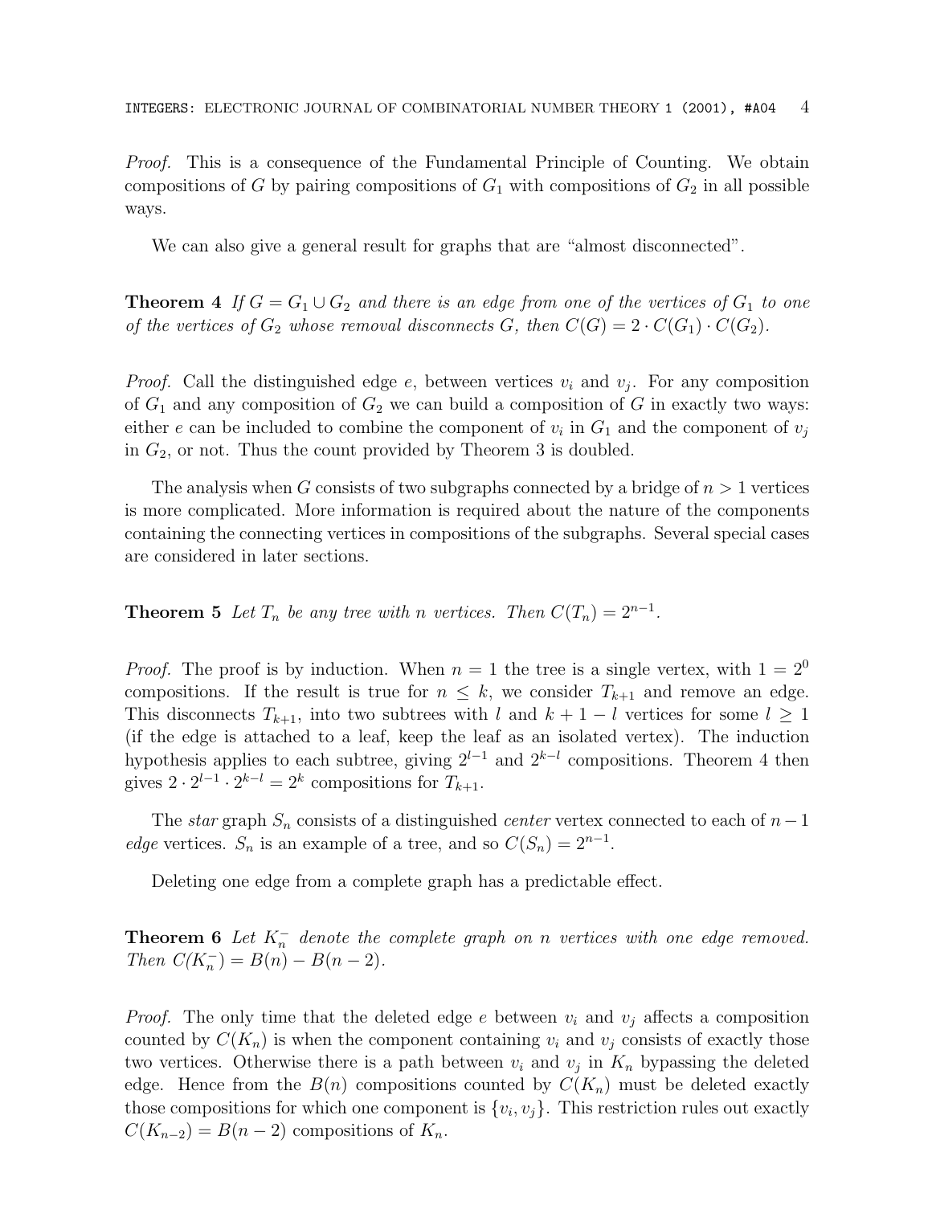*Proof.* This is a consequence of the Fundamental Principle of Counting. We obtain compositions of $G$ by pairing compositions of $G_1$ with compositions of $G_2$ in all possible ways.

We can also give a general result for graphs that are "almost disconnected".

**Theorem 4** *If $G = G_1 \cup G_2$ and there is an edge from one of the vertices of $G_1$ to one of the vertices of $G_2$ whose removal disconnects $G$, then $C(G) = 2 \cdot C(G_1) \cdot C(G_2)$.*

*Proof.* Call the distinguished edge $e$, between vertices $v_i$ and $v_j$. For any composition of $G_1$ and any composition of $G_2$ we can build a composition of $G$ in exactly two ways: either $e$ can be included to combine the component of $v_i$ in $G_1$ and the component of $v_j$ in $G_2$, or not. Thus the count provided by Theorem 3 is doubled.

The analysis when $G$ consists of two subgraphs connected by a bridge of $n > 1$ vertices is more complicated. More information is required about the nature of the components containing the connecting vertices in compositions of the subgraphs. Several special cases are considered in later sections.

**Theorem 5** *Let $T_n$ be any tree with $n$ vertices. Then $C(T_n) = 2^{n-1}$.*

*Proof.* The proof is by induction. When $n = 1$ the tree is a single vertex, with $1 = 2^0$ compositions. If the result is true for $n \leq k$, we consider $T_{k+1}$ and remove an edge. This disconnects $T_{k+1}$, into two subtrees with $l$ and $k+1-l$ vertices for some $l \geq 1$ (if the edge is attached to a leaf, keep the leaf as an isolated vertex). The induction hypothesis applies to each subtree, giving $2^{l-1}$ and $2^{k-l}$ compositions. Theorem 4 then gives $2 \cdot 2^{l-1} \cdot 2^{k-l} = 2^k$ compositions for $T_{k+1}$.

The *star* graph $S_n$ consists of a distinguished *center* vertex connected to each of $n-1$ *edge* vertices. $S_n$ is an example of a tree, and so $C(S_n) = 2^{n-1}$.

Deleting one edge from a complete graph has a predictable effect.

**Theorem 6** *Let $K_n^-$ denote the complete graph on $n$ vertices with one edge removed. Then $C(K_n^-) = B(n) - B(n-2)$.*

*Proof.* The only time that the deleted edge $e$ between $v_i$ and $v_j$ affects a composition counted by $C(K_n)$ is when the component containing $v_i$ and $v_j$ consists of exactly those two vertices. Otherwise there is a path between $v_i$ and $v_j$ in $K_n$ bypassing the deleted edge. Hence from the $B(n)$ compositions counted by $C(K_n)$ must be deleted exactly those compositions for which one component is $\{v_i, v_j\}$. This restriction rules out exactly $C(K_{n-2}) = B(n-2)$ compositions of $K_n$.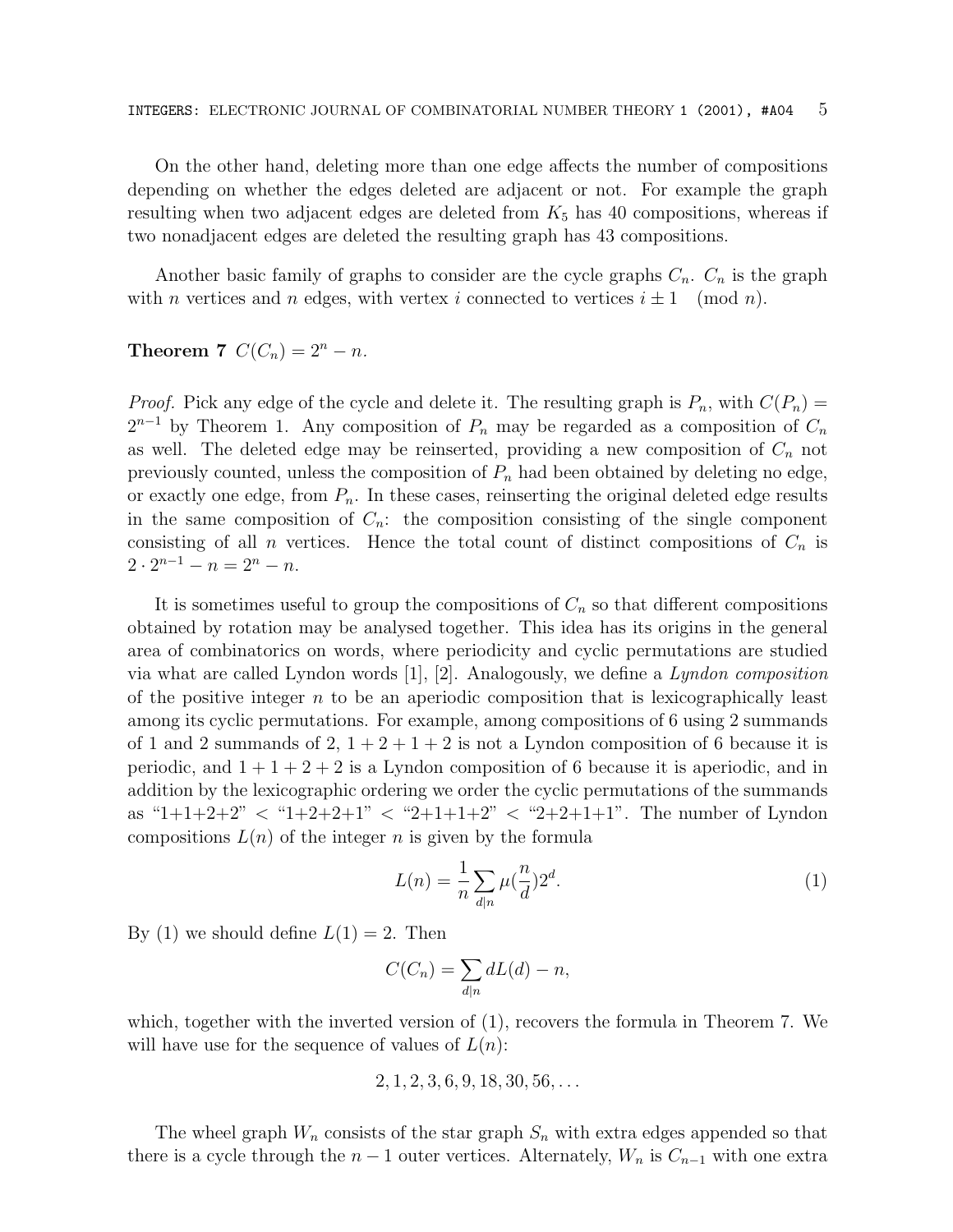On the other hand, deleting more than one edge affects the number of compositions depending on whether the edges deleted are adjacent or not. For example the graph resulting when two adjacent edges are deleted from $K_5$ has 40 compositions, whereas if two nonadjacent edges are deleted the resulting graph has 43 compositions.

Another basic family of graphs to consider are the cycle graphs $C_n$. $C_n$ is the graph with $n$ vertices and $n$ edges, with vertex $i$ connected to vertices $i \pm 1 \pmod{n}$.

**Theorem 7** $C(C_n) = 2^n - n$.

*Proof.* Pick any edge of the cycle and delete it. The resulting graph is $P_n$, with $C(P_n) = 2^{n-1}$ by Theorem 1. Any composition of $P_n$ may be regarded as a composition of $C_n$ as well. The deleted edge may be reinserted, providing a new composition of $C_n$ not previously counted, unless the composition of $P_n$ had been obtained by deleting no edge, or exactly one edge, from $P_n$. In these cases, reinserting the original deleted edge results in the same composition of $C_n$: the composition consisting of the single component consisting of all $n$ vertices. Hence the total count of distinct compositions of $C_n$ is $2 \cdot 2^{n-1} - n = 2^n - n$.

It is sometimes useful to group the compositions of $C_n$ so that different compositions obtained by rotation may be analysed together. This idea has its origins in the general area of combinatorics on words, where periodicity and cyclic permutations are studied via what are called Lyndon words [1], [2]. Analogously, we define a *Lyndon composition* of the positive integer $n$ to be an aperiodic composition that is lexicographically least among its cyclic permutations. For example, among compositions of 6 using 2 summands of 1 and 2 summands of 2, $1+2+1+2$ is not a Lyndon composition of 6 because it is periodic, and $1+1+2+2$ is a Lyndon composition of 6 because it is aperiodic, and in addition by the lexicographic ordering we order the cyclic permutations of the summands as "1+1+2+2" < "1+2+2+1" < "2+1+1+2" < "2+2+1+1". The number of Lyndon compositions $L(n)$ of the integer $n$ is given by the formula

$$L(n) = \frac{1}{n} \sum_{d|n} \mu(\frac{n}{d}) 2^d. \tag{1}$$

By (1) we should define $L(1) = 2$. Then

$$C(C_n) = \sum_{d|n} dL(d) - n,$$

which, together with the inverted version of (1), recovers the formula in Theorem 7. We will have use for the sequence of values of $L(n)$:

$$2, 1, 2, 3, 6, 9, 18, 30, 56, \ldots$$

The wheel graph $W_n$ consists of the star graph $S_n$ with extra edges appended so that there is a cycle through the $n-1$ outer vertices. Alternately, $W_n$ is $C_{n-1}$ with one extra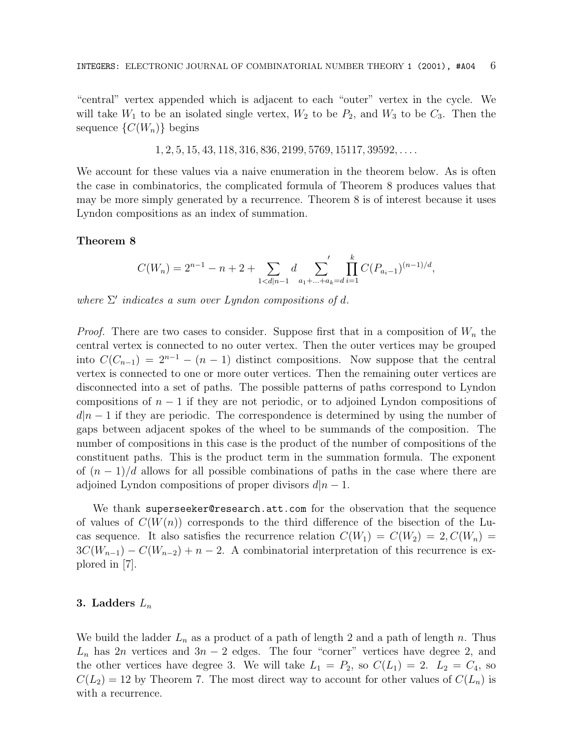"central" vertex appended which is adjacent to each "outer" vertex in the cycle. We will take $W_1$ to be an isolated single vertex, $W_2$ to be $P_2$, and $W_3$ to be $C_3$. Then the sequence $\{C(W_n)\}$ begins

$$1, 2, 5, 15, 43, 118, 316, 836, 2199, 5769, 15117, 39592, \ldots.$$

We account for these values via a naive enumeration in the theorem below. As is often the case in combinatorics, the complicated formula of Theorem 8 produces values that may be more simply generated by a recurrence. Theorem 8 is of interest because it uses Lyndon compositions as an index of summation.

**Theorem 8**

$$C(W_n) = 2^{n-1} - n + 2 + \sum_{1<d|n-1} d \sum_{a_1+\ldots+a_k=d}' \prod_{i=1}^{k} C(P_{a_i-1})^{(n-1)/d},$$

*where $\Sigma'$ indicates a sum over Lyndon compositions of $d$.*

*Proof.* There are two cases to consider. Suppose first that in a composition of $W_n$ the central vertex is connected to no outer vertex. Then the outer vertices may be grouped into $C(C_{n-1}) = 2^{n-1} - (n-1)$ distinct compositions. Now suppose that the central vertex is connected to one or more outer vertices. Then the remaining outer vertices are disconnected into a set of paths. The possible patterns of paths correspond to Lyndon compositions of $n-1$ if they are not periodic, or to adjoined Lyndon compositions of $d|n-1$ if they are periodic. The correspondence is determined by using the number of gaps between adjacent spokes of the wheel to be summands of the composition. The number of compositions in this case is the product of the number of compositions of the constituent paths. This is the product term in the summation formula. The exponent of $(n-1)/d$ allows for all possible combinations of paths in the case where there are adjoined Lyndon compositions of proper divisors $d|n-1$.

We thank superseeker@research.att.com for the observation that the sequence of values of $C(W(n))$ corresponds to the third difference of the bisection of the Lucas sequence. It also satisfies the recurrence relation $C(W_1) = C(W_2) = 2, C(W_n) = 3C(W_{n-1}) - C(W_{n-2}) + n - 2$. A combinatorial interpretation of this recurrence is explored in [7].

## 3. Ladders $L_n$

We build the ladder $L_n$ as a product of a path of length 2 and a path of length $n$. Thus $L_n$ has $2n$ vertices and $3n-2$ edges. The four "corner" vertices have degree 2, and the other vertices have degree 3. We will take $L_1 = P_2$, so $C(L_1) = 2$. $L_2 = C_4$, so $C(L_2) = 12$ by Theorem 7. The most direct way to account for other values of $C(L_n)$ is with a recurrence.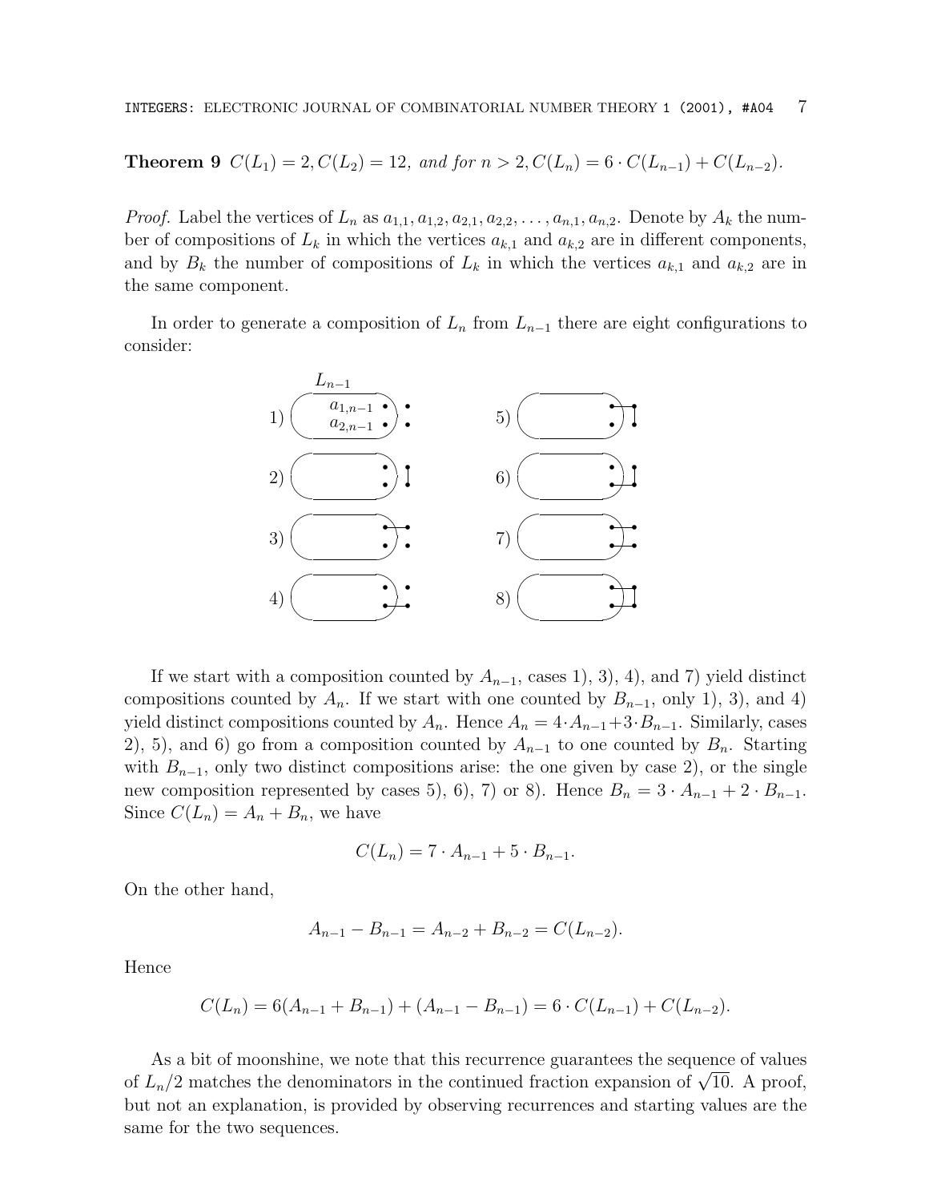**Theorem 9** *$C(L_1) = 2, C(L_2) = 12$, and for $n > 2, C(L_n) = 6 \cdot C(L_{n-1}) + C(L_{n-2})$.*

*Proof.* Label the vertices of $L_n$ as $a_{1,1}, a_{1,2}, a_{2,1}, a_{2,2}, \ldots, a_{n,1}, a_{n,2}$. Denote by $A_k$ the number of compositions of $L_k$ in which the vertices $a_{k,1}$ and $a_{k,2}$ are in different components, and by $B_k$ the number of compositions of $L_k$ in which the vertices $a_{k,1}$ and $a_{k,2}$ are in the same component.

In order to generate a composition of $L_n$ from $L_{n-1}$ there are eight configurations to consider:

If we start with a composition counted by $A_{n-1}$, cases 1), 3), 4), and 7) yield distinct compositions counted by $A_n$. If we start with one counted by $B_{n-1}$, only 1), 3), and 4) yield distinct compositions counted by $A_n$. Hence $A_n = 4 \cdot A_{n-1} + 3 \cdot B_{n-1}$. Similarly, cases 2), 5), and 6) go from a composition counted by $A_{n-1}$ to one counted by $B_n$. Starting with $B_{n-1}$, only two distinct compositions arise: the one given by case 2), or the single new composition represented by cases 5), 6), 7) or 8). Hence $B_n = 3 \cdot A_{n-1} + 2 \cdot B_{n-1}$. Since $C(L_n) = A_n + B_n$, we have

$$C(L_n) = 7 \cdot A_{n-1} + 5 \cdot B_{n-1}.$$

On the other hand,

$$A_{n-1} - B_{n-1} = A_{n-2} + B_{n-2} = C(L_{n-2}).$$

Hence

$$C(L_n) = 6(A_{n-1} + B_{n-1}) + (A_{n-1} - B_{n-1}) = 6 \cdot C(L_{n-1}) + C(L_{n-2}).$$

As a bit of moonshine, we note that this recurrence guarantees the sequence of values of $L_n/2$ matches the denominators in the continued fraction expansion of $\sqrt{10}$. A proof, but not an explanation, is provided by observing recurrences and starting values are the same for the two sequences.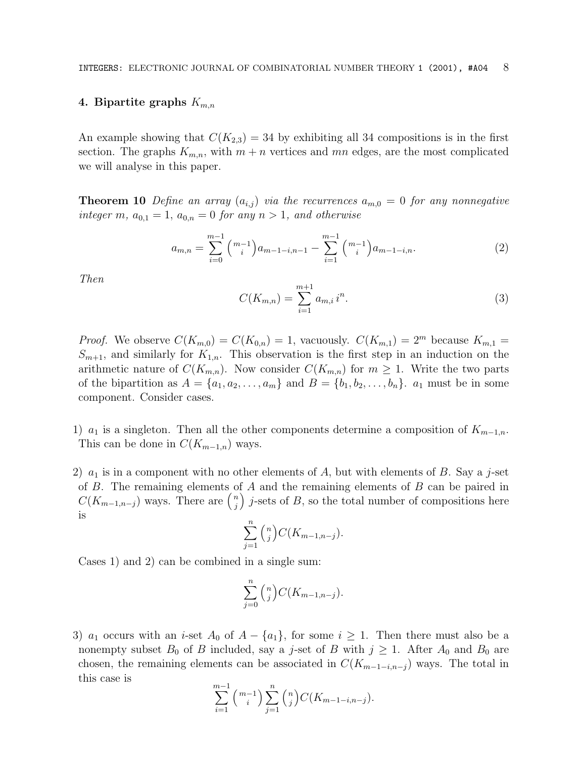### 4. Bipartite graphs $K_{m,n}$

An example showing that $C(K_{2,3}) = 34$ by exhibiting all 34 compositions is in the first section. The graphs $K_{m,n}$, with $m+n$ vertices and $mn$ edges, are the most complicated we will analyse in this paper.

**Theorem 10** *Define an array $(a_{i,j})$ via the recurrences $a_{m,0} = 0$ for any nonnegative integer $m$, $a_{0,1} = 1$, $a_{0,n} = 0$ for any $n > 1$, and otherwise*

$$a_{m,n} = \sum_{i=0}^{m-1} \binom{m-1}{i} a_{m-1-i,n-1} - \sum_{i=1}^{m-1} \binom{m-1}{i} a_{m-1-i,n}. \tag{2}$$

*Then*

$$C(K_{m,n}) = \sum_{i=1}^{m+1} a_{m,i}\, i^n. \tag{3}$$

*Proof.* We observe $C(K_{m,0}) = C(K_{0,n}) = 1$, vacuously. $C(K_{m,1}) = 2^m$ because $K_{m,1} = S_{m+1}$, and similarly for $K_{1,n}$. This observation is the first step in an induction on the arithmetic nature of $C(K_{m,n})$. Now consider $C(K_{m,n})$ for $m \geq 1$. Write the two parts of the bipartition as $A = \{a_1, a_2, \ldots, a_m\}$ and $B = \{b_1, b_2, \ldots, b_n\}$. $a_1$ must be in some component. Consider cases.

1) $a_1$ is a singleton. Then all the other components determine a composition of $K_{m-1,n}$. This can be done in $C(K_{m-1,n})$ ways.

2) $a_1$ is in a component with no other elements of $A$, but with elements of $B$. Say a $j$-set of $B$. The remaining elements of $A$ and the remaining elements of $B$ can be paired in $C(K_{m-1,n-j})$ ways. There are $\binom{n}{j}$ $j$-sets of $B$, so the total number of compositions here is

$$\sum_{j=1}^{n} \binom{n}{j} C(K_{m-1,n-j}).$$

Cases 1) and 2) can be combined in a single sum:

$$\sum_{j=0}^{n} \binom{n}{j} C(K_{m-1,n-j}).$$

3) $a_1$ occurs with an $i$-set $A_0$ of $A - \{a_1\}$, for some $i \geq 1$. Then there must also be a nonempty subset $B_0$ of $B$ included, say a $j$-set of $B$ with $j \geq 1$. After $A_0$ and $B_0$ are chosen, the remaining elements can be associated in $C(K_{m-1-i,n-j})$ ways. The total in this case is

$$\sum_{i=1}^{m-1} \binom{m-1}{i} \sum_{j=1}^{n} \binom{n}{j} C(K_{m-1-i,n-j}).$$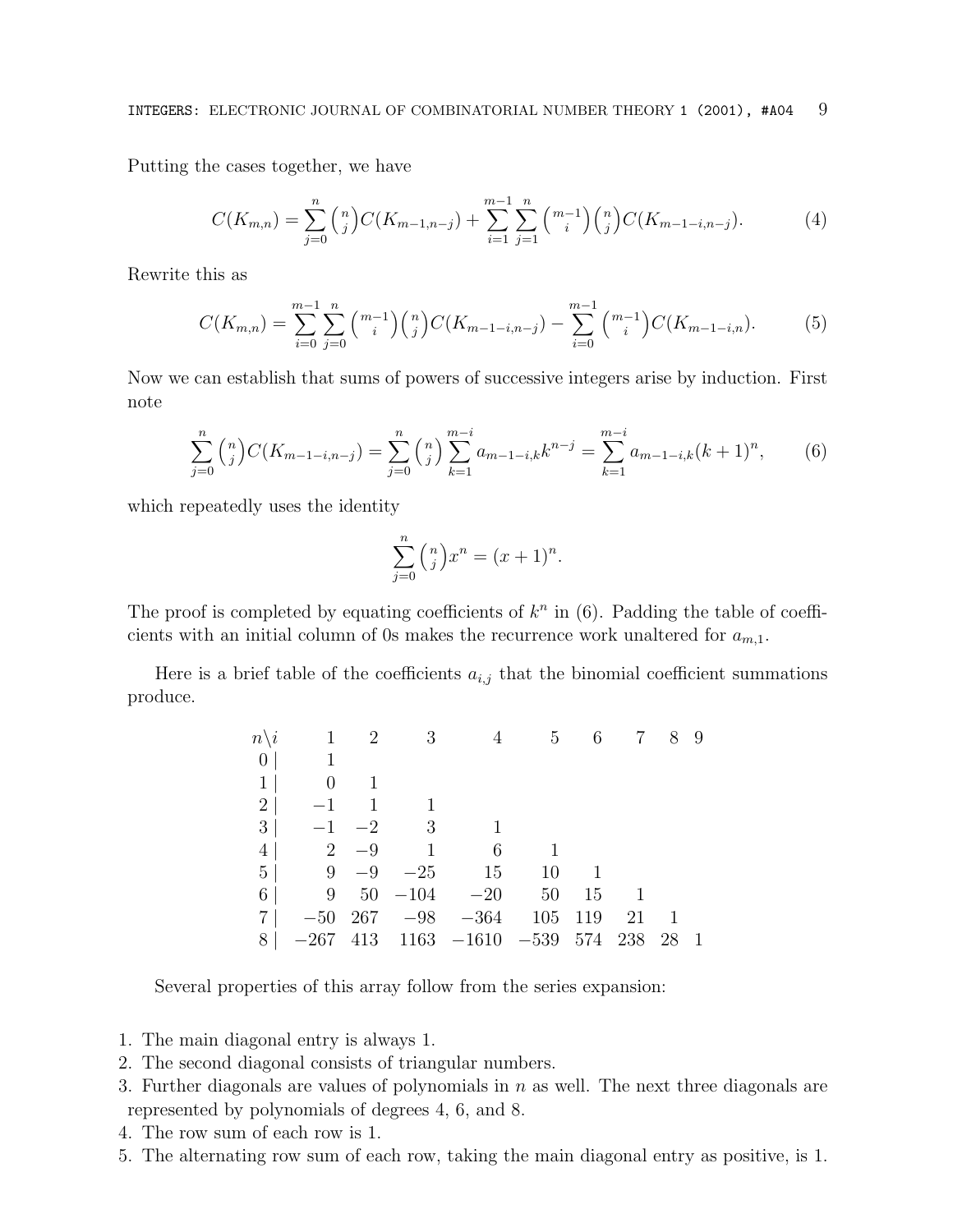Putting the cases together, we have

$$C(K_{m,n}) = \sum_{j=0}^{n} \binom{n}{j} C(K_{m-1,n-j}) + \sum_{i=1}^{m-1} \sum_{j=1}^{n} \binom{m-1}{i} \binom{n}{j} C(K_{m-1-i,n-j}). \tag{4}$$

Rewrite this as

$$C(K_{m,n}) = \sum_{i=0}^{m-1} \sum_{j=0}^{n} \binom{m-1}{i} \binom{n}{j} C(K_{m-1-i,n-j}) - \sum_{i=0}^{m-1} \binom{m-1}{i} C(K_{m-1-i,n}). \tag{5}$$

Now we can establish that sums of powers of successive integers arise by induction. First note

$$\sum_{j=0}^{n} \binom{n}{j} C(K_{m-1-i,n-j}) = \sum_{j=0}^{n} \binom{n}{j} \sum_{k=1}^{m-i} a_{m-1-i,k} k^{n-j} = \sum_{k=1}^{m-i} a_{m-1-i,k} (k+1)^n, \tag{6}$$

which repeatedly uses the identity

$$\sum_{j=0}^{n} \binom{n}{j} x^n = (x+1)^n.$$

The proof is completed by equating coefficients of $k^n$ in (6). Padding the table of coefficients with an initial column of 0s makes the recurrence work unaltered for $a_{m,1}$.

Here is a brief table of the coefficients $a_{i,j}$ that the binomial coefficient summations produce.

| $n \backslash i$ | 1 | 2 | 3 | 4 | 5 | 6 | 7 | 8 | 9 |
|---|---|---|---|---|---|---|---|---|---|
| 0 | 1 | | | | | | | | |
| 1 | 0 | 1 | | | | | | | |
| 2 | −1 | 1 | 1 | | | | | | |
| 3 | −1 | −2 | 3 | 1 | | | | | |
| 4 | 2 | −9 | 1 | 6 | 1 | | | | |
| 5 | 9 | −9 | −25 | 15 | 10 | 1 | | | |
| 6 | 9 | 50 | −104 | −20 | 50 | 15 | 1 | | |
| 7 | −50 | 267 | −98 | −364 | 105 | 119 | 21 | 1 | |
| 8 | −267 | 413 | 1163 | −1610 | −539 | 574 | 238 | 28 | 1 |

Several properties of this array follow from the series expansion:

1. The main diagonal entry is always 1.
2. The second diagonal consists of triangular numbers.
3. Further diagonals are values of polynomials in $n$ as well. The next three diagonals are represented by polynomials of degrees 4, 6, and 8.
4. The row sum of each row is 1.
5. The alternating row sum of each row, taking the main diagonal entry as positive, is 1.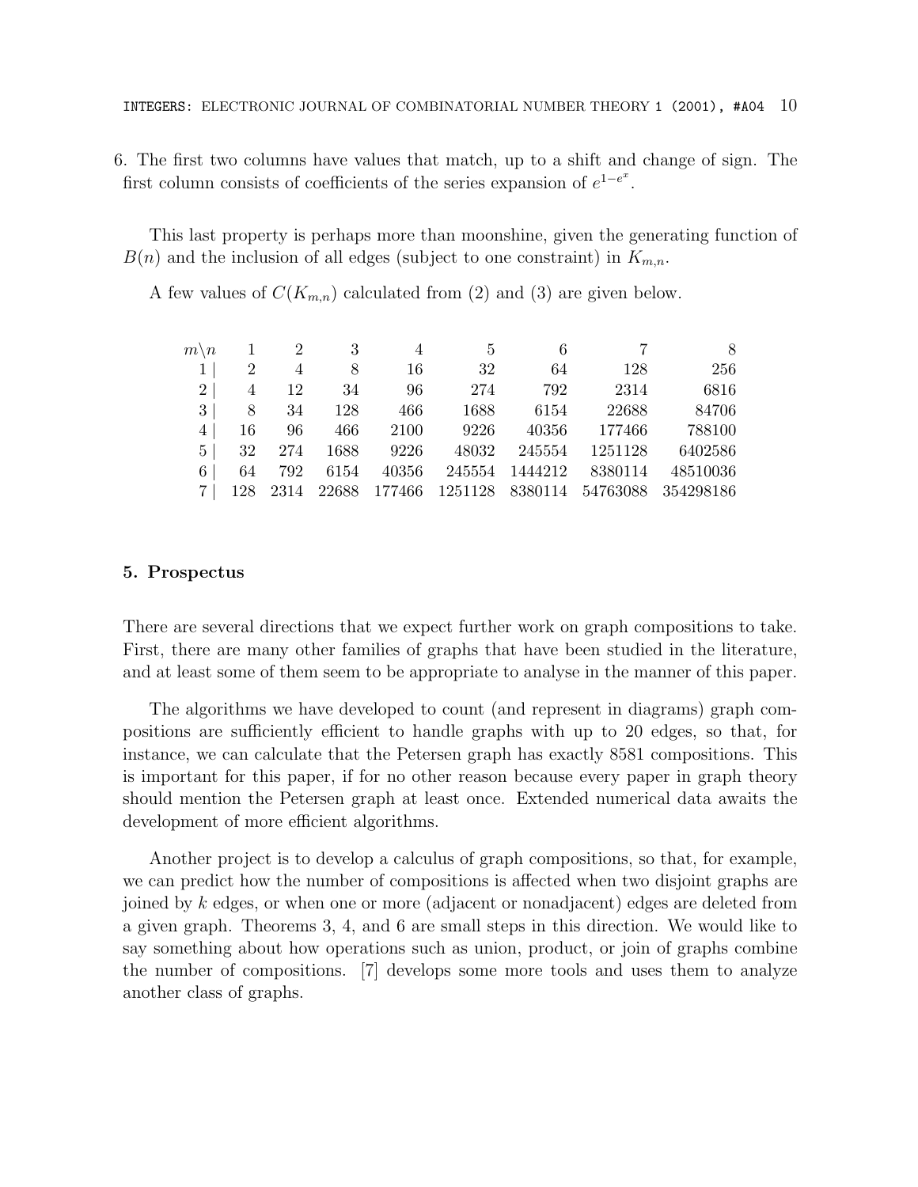6. The first two columns have values that match, up to a shift and change of sign. The first column consists of coefficients of the series expansion of $e^{1-e^x}$.

This last property is perhaps more than moonshine, given the generating function of $B(n)$ and the inclusion of all edges (subject to one constraint) in $K_{m,n}$.

A few values of $C(K_{m,n})$ calculated from (2) and (3) are given below.

| $m\backslash n$ | 1 | 2 | 3 | 4 | 5 | 6 | 7 | 8 |
|---|---|---|---|---|---|---|---|---|
| 1 | 2 | 4 | 8 | 16 | 32 | 64 | 128 | 256 |
| 2 | 4 | 12 | 34 | 96 | 274 | 792 | 2314 | 6816 |
| 3 | 8 | 34 | 128 | 466 | 1688 | 6154 | 22688 | 84706 |
| 4 | 16 | 96 | 466 | 2100 | 9226 | 40356 | 177466 | 788100 |
| 5 | 32 | 274 | 1688 | 9226 | 48032 | 245554 | 1251128 | 6402586 |
| 6 | 64 | 792 | 6154 | 40356 | 245554 | 1444212 | 8380114 | 48510036 |
| 7 | 128 | 2314 | 22688 | 177466 | 1251128 | 8380114 | 54763088 | 354298186 |

## 5. Prospectus

There are several directions that we expect further work on graph compositions to take. First, there are many other families of graphs that have been studied in the literature, and at least some of them seem to be appropriate to analyse in the manner of this paper.

The algorithms we have developed to count (and represent in diagrams) graph compositions are sufficiently efficient to handle graphs with up to 20 edges, so that, for instance, we can calculate that the Petersen graph has exactly 8581 compositions. This is important for this paper, if for no other reason because every paper in graph theory should mention the Petersen graph at least once. Extended numerical data awaits the development of more efficient algorithms.

Another project is to develop a calculus of graph compositions, so that, for example, we can predict how the number of compositions is affected when two disjoint graphs are joined by $k$ edges, or when one or more (adjacent or nonadjacent) edges are deleted from a given graph. Theorems 3, 4, and 6 are small steps in this direction. We would like to say something about how operations such as union, product, or join of graphs combine the number of compositions. [7] develops some more tools and uses them to analyze another class of graphs.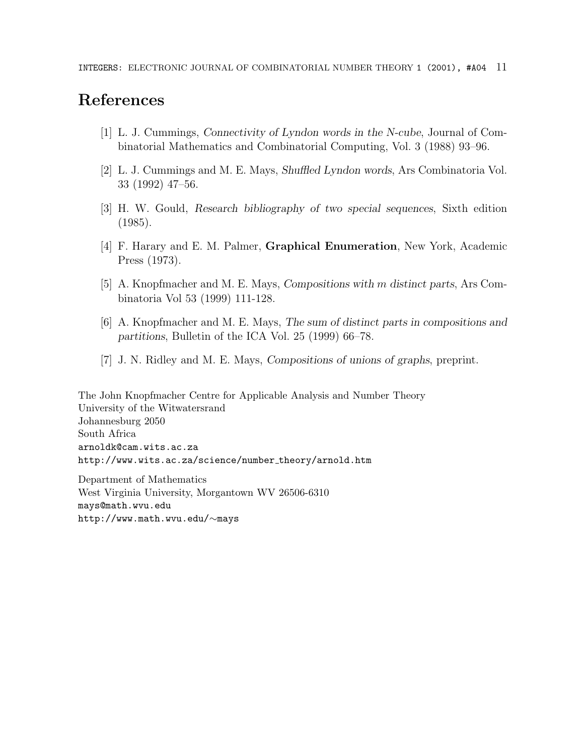# References

[1] L. J. Cummings, *Connectivity of Lyndon words in the N-cube*, Journal of Combinatorial Mathematics and Combinatorial Computing, Vol. 3 (1988) 93–96.

[2] L. J. Cummings and M. E. Mays, *Shuffled Lyndon words*, Ars Combinatoria Vol. 33 (1992) 47–56.

[3] H. W. Gould, *Research bibliography of two special sequences*, Sixth edition (1985).

[4] F. Harary and E. M. Palmer, **Graphical Enumeration**, New York, Academic Press (1973).

[5] A. Knopfmacher and M. E. Mays, *Compositions with $m$ distinct parts*, Ars Combinatoria Vol 53 (1999) 111-128.

[6] A. Knopfmacher and M. E. Mays, *The sum of distinct parts in compositions and partitions*, Bulletin of the ICA Vol. 25 (1999) 66–78.

[7] J. N. Ridley and M. E. Mays, *Compositions of unions of graphs*, preprint.

The John Knopfmacher Centre for Applicable Analysis and Number Theory
University of the Witwatersrand
Johannesburg 2050
South Africa
arnoldk@cam.wits.ac.za
http://www.wits.ac.za/science/number_theory/arnold.htm

Department of Mathematics
West Virginia University, Morgantown WV 26506-6310
mays@math.wvu.edu
http://www.math.wvu.edu/∼mays